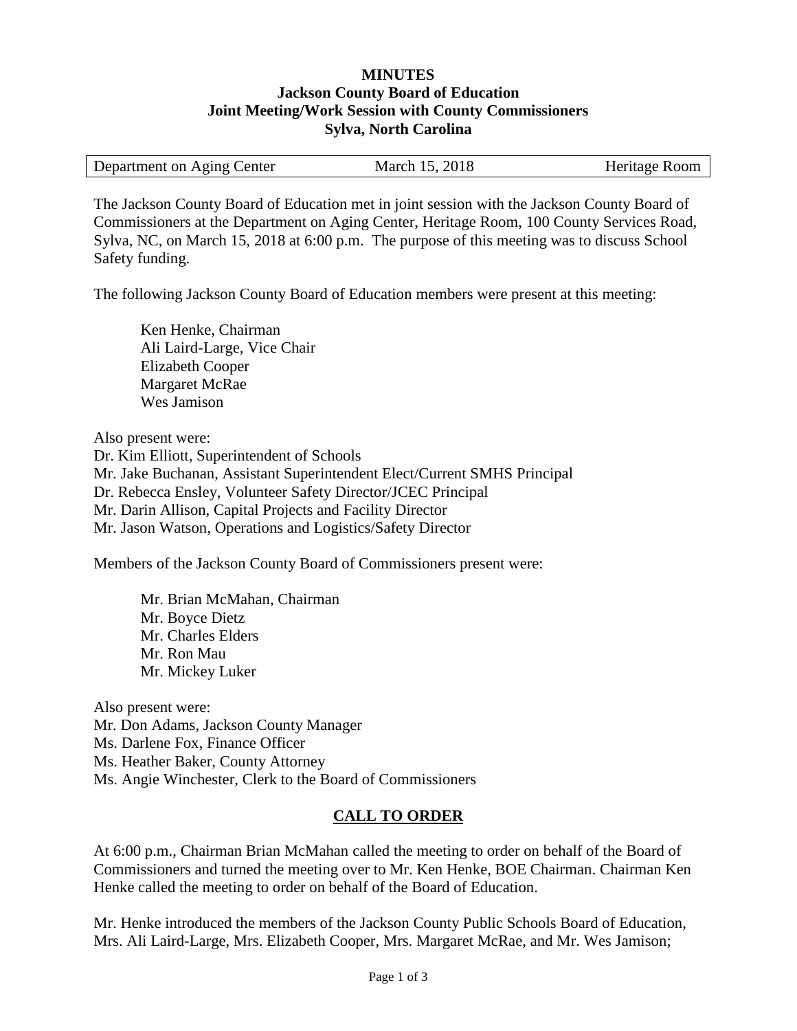# MINUTES
## Jackson County Board of Education
## Joint Meeting/Work Session with County Commissioners
## Sylva, North Carolina

| Department on Aging Center | March 15, 2018 | Heritage Room |
|---|---|---|

The Jackson County Board of Education met in joint session with the Jackson County Board of Commissioners at the Department on Aging Center, Heritage Room, 100 County Services Road, Sylva, NC, on March 15, 2018 at 6:00 p.m. The purpose of this meeting was to discuss School Safety funding.

The following Jackson County Board of Education members were present at this meeting:

Ken Henke, Chairman
Ali Laird-Large, Vice Chair
Elizabeth Cooper
Margaret McRae
Wes Jamison

Also present were:
Dr. Kim Elliott, Superintendent of Schools
Mr. Jake Buchanan, Assistant Superintendent Elect/Current SMHS Principal
Dr. Rebecca Ensley, Volunteer Safety Director/JCEC Principal
Mr. Darin Allison, Capital Projects and Facility Director
Mr. Jason Watson, Operations and Logistics/Safety Director

Members of the Jackson County Board of Commissioners present were:

Mr. Brian McMahan, Chairman
Mr. Boyce Dietz
Mr. Charles Elders
Mr. Ron Mau
Mr. Mickey Luker

Also present were:
Mr. Don Adams, Jackson County Manager
Ms. Darlene Fox, Finance Officer
Ms. Heather Baker, County Attorney
Ms. Angie Winchester, Clerk to the Board of Commissioners

## CALL TO ORDER

At 6:00 p.m., Chairman Brian McMahan called the meeting to order on behalf of the Board of Commissioners and turned the meeting over to Mr. Ken Henke, BOE Chairman. Chairman Ken Henke called the meeting to order on behalf of the Board of Education.

Mr. Henke introduced the members of the Jackson County Public Schools Board of Education, Mrs. Ali Laird-Large, Mrs. Elizabeth Cooper, Mrs. Margaret McRae, and Mr. Wes Jamison;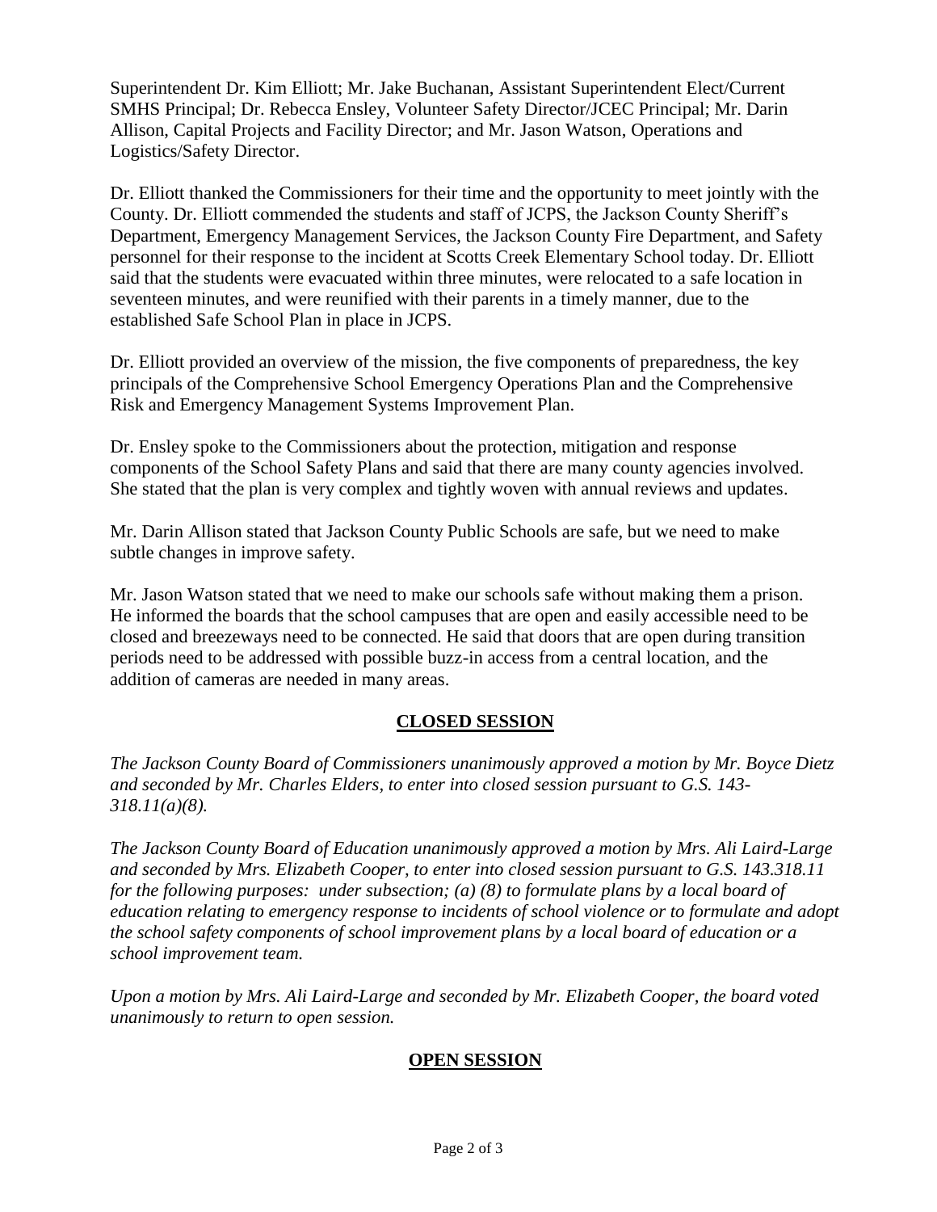Superintendent Dr. Kim Elliott; Mr. Jake Buchanan, Assistant Superintendent Elect/Current SMHS Principal; Dr. Rebecca Ensley, Volunteer Safety Director/JCEC Principal; Mr. Darin Allison, Capital Projects and Facility Director; and Mr. Jason Watson, Operations and Logistics/Safety Director.

Dr. Elliott thanked the Commissioners for their time and the opportunity to meet jointly with the County. Dr. Elliott commended the students and staff of JCPS, the Jackson County Sheriff's Department, Emergency Management Services, the Jackson County Fire Department, and Safety personnel for their response to the incident at Scotts Creek Elementary School today. Dr. Elliott said that the students were evacuated within three minutes, were relocated to a safe location in seventeen minutes, and were reunified with their parents in a timely manner, due to the established Safe School Plan in place in JCPS.

Dr. Elliott provided an overview of the mission, the five components of preparedness, the key principals of the Comprehensive School Emergency Operations Plan and the Comprehensive Risk and Emergency Management Systems Improvement Plan.

Dr. Ensley spoke to the Commissioners about the protection, mitigation and response components of the School Safety Plans and said that there are many county agencies involved. She stated that the plan is very complex and tightly woven with annual reviews and updates.

Mr. Darin Allison stated that Jackson County Public Schools are safe, but we need to make subtle changes in improve safety.

Mr. Jason Watson stated that we need to make our schools safe without making them a prison. He informed the boards that the school campuses that are open and easily accessible need to be closed and breezeways need to be connected. He said that doors that are open during transition periods need to be addressed with possible buzz-in access from a central location, and the addition of cameras are needed in many areas.

## CLOSED SESSION

*The Jackson County Board of Commissioners unanimously approved a motion by Mr. Boyce Dietz and seconded by Mr. Charles Elders, to enter into closed session pursuant to G.S. 143-318.11(a)(8).*

*The Jackson County Board of Education unanimously approved a motion by Mrs. Ali Laird-Large and seconded by Mrs. Elizabeth Cooper, to enter into closed session pursuant to G.S. 143.318.11 for the following purposes: under subsection; (a) (8) to formulate plans by a local board of education relating to emergency response to incidents of school violence or to formulate and adopt the school safety components of school improvement plans by a local board of education or a school improvement team.*

*Upon a motion by Mrs. Ali Laird-Large and seconded by Mr. Elizabeth Cooper, the board voted unanimously to return to open session.*

## OPEN SESSION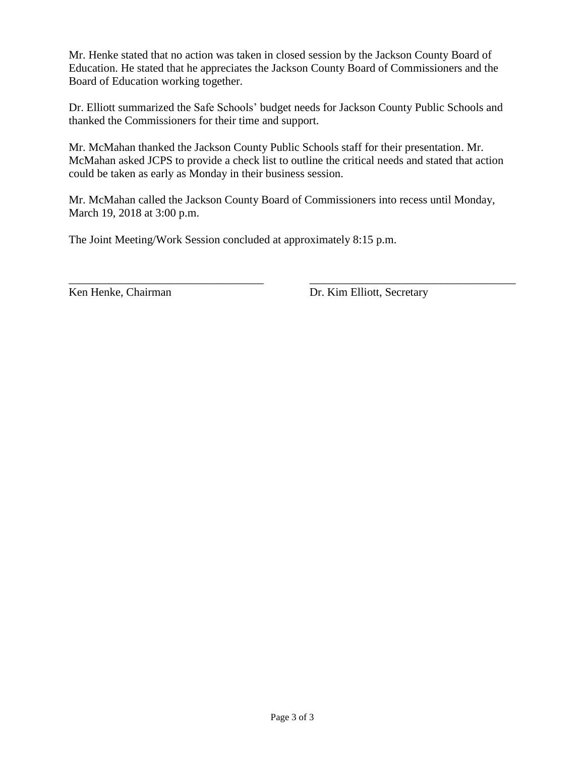Mr. Henke stated that no action was taken in closed session by the Jackson County Board of Education. He stated that he appreciates the Jackson County Board of Commissioners and the Board of Education working together.

Dr. Elliott summarized the Safe Schools' budget needs for Jackson County Public Schools and thanked the Commissioners for their time and support.

Mr. McMahan thanked the Jackson County Public Schools staff for their presentation. Mr. McMahan asked JCPS to provide a check list to outline the critical needs and stated that action could be taken as early as Monday in their business session.

Mr. McMahan called the Jackson County Board of Commissioners into recess until Monday, March 19, 2018 at 3:00 p.m.

The Joint Meeting/Work Session concluded at approximately 8:15 p.m.

\_\_\_\_\_\_\_\_\_\_\_\_\_\_\_\_\_\_\_\_\_\_\_\_\_\_\_\_\_\_\_\_\_\_\_
Ken Henke, Chairman

\_\_\_\_\_\_\_\_\_\_\_\_\_\_\_\_\_\_\_\_\_\_\_\_\_\_\_\_\_\_\_\_\_\_\_
Dr. Kim Elliott, Secretary